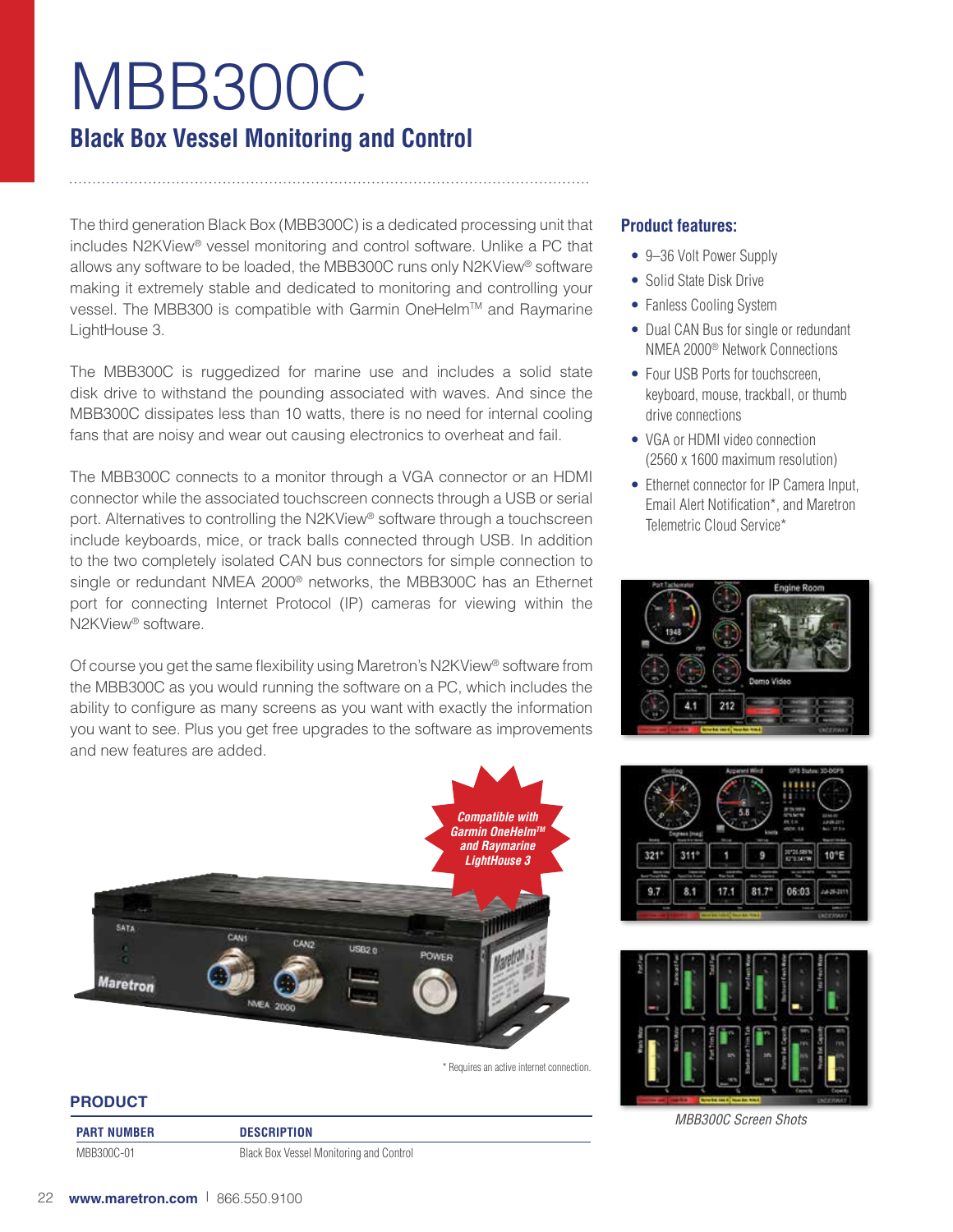# MBB300C

## Black Box Vessel Monitoring and Control

The third generation Black Box (MBB300C) is a dedicated processing unit that includes N2KView® vessel monitoring and control software. Unlike a PC that allows any software to be loaded, the MBB300C runs only N2KView® software making it extremely stable and dedicated to monitoring and controlling your vessel. The MBB300 is compatible with Garmin OneHelm™ and Raymarine LightHouse 3.

The MBB300C is ruggedized for marine use and includes a solid state disk drive to withstand the pounding associated with waves. And since the MBB300C dissipates less than 10 watts, there is no need for internal cooling fans that are noisy and wear out causing electronics to overheat and fail.

The MBB300C connects to a monitor through a VGA connector or an HDMI connector while the associated touchscreen connects through a USB or serial port. Alternatives to controlling the N2KView® software through a touchscreen include keyboards, mice, or track balls connected through USB. In addition to the two completely isolated CAN bus connectors for simple connection to single or redundant NMEA 2000® networks, the MBB300C has an Ethernet port for connecting Internet Protocol (IP) cameras for viewing within the N2KView® software.

Of course you get the same flexibility using Maretron's N2KView® software from the MBB300C as you would running the software on a PC, which includes the ability to configure as many screens as you want with exactly the information you want to see. Plus you get free upgrades to the software as improvements and new features are added.

*Compatible with Garmin OneHelm™ and Raymarine LightHouse 3*

\* Requires an active internet connection.

### Product features:

- 9–36 Volt Power Supply
- Solid State Disk Drive
- Fanless Cooling System
- Dual CAN Bus for single or redundant NMEA 2000® Network Connections
- Four USB Ports for touchscreen, keyboard, mouse, trackball, or thumb drive connections
- VGA or HDMI video connection (2560 x 1600 maximum resolution)
- Ethernet connector for IP Camera Input, Email Alert Notification*, and Maretron Telemetric Cloud Service*

*MBB300C Screen Shots*

## PRODUCT

| PART NUMBER | DESCRIPTION |
| --- | --- |
| MBB300C-01 | Black Box Vessel Monitoring and Control |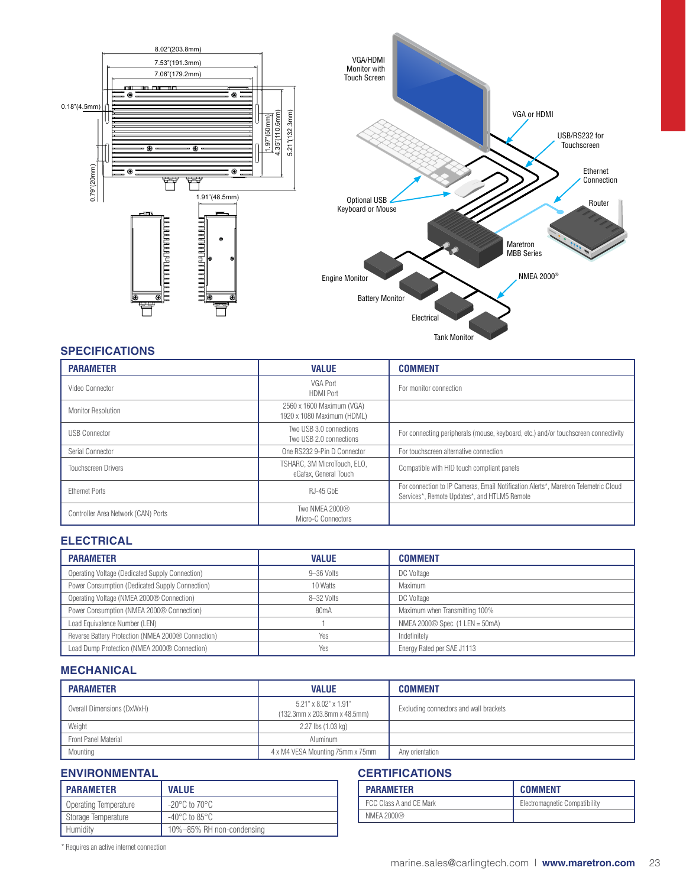8.02"(203.8mm)
7.53"(191.3mm)
7.06"(179.2mm)
0.18"(4.5mm)
1.97"(50mm)
4.35"(110.6mm)
5.21"(132.3mm)
0.79"(20mm)
1.91"(48.5mm)

VGA/HDMI Monitor with Touch Screen
VGA or HDMI
USB/RS232 for Touchscreen
Ethernet Connection
Router
Optional USB Keyboard or Mouse
Maretron MBB Series
NMEA 2000®
Engine Monitor
Battery Monitor
Electrical
Tank Monitor

## SPECIFICATIONS

| PARAMETER | VALUE | COMMENT |
|---|---|---|
| Video Connector | VGA Port<br>HDMI Port | For monitor connection |
| Monitor Resolution | 2560 x 1600 Maximum (VGA)<br>1920 x 1080 Maximum (HDML) | |
| USB Connector | Two USB 3.0 connections<br>Two USB 2.0 connections | For connecting peripherals (mouse, keyboard, etc.) and/or touchscreen connectivity |
| Serial Connector | One RS232 9-Pin D Connector | For touchscreen alternative connection |
| Touchscreen Drivers | TSHARC, 3M MicroTouch, ELO, eGafax, General Touch | Compatible with HID touch compliant panels |
| Ethernet Ports | RJ-45 GbE | For connection to IP Cameras, Email Notification Alerts*, Maretron Telemetric Cloud Services*, Remote Updates*, and HTLM5 Remote |
| Controller Area Network (CAN) Ports | Two NMEA 2000®<br>Micro-C Connectors | |

## ELECTRICAL

| PARAMETER | VALUE | COMMENT |
|---|---|---|
| Operating Voltage (Dedicated Supply Connection) | 9–36 Volts | DC Voltage |
| Power Consumption (Dedicated Supply Connection) | 10 Watts | Maximum |
| Operating Voltage (NMEA 2000® Connection) | 8–32 Volts | DC Voltage |
| Power Consumption (NMEA 2000® Connection) | 80mA | Maximum when Transmitting 100% |
| Load Equivalence Number (LEN) | 1 | NMEA 2000® Spec. (1 LEN = 50mA) |
| Reverse Battery Protection (NMEA 2000® Connection) | Yes | Indefinitely |
| Load Dump Protection (NMEA 2000® Connection) | Yes | Energy Rated per SAE J1113 |

## MECHANICAL

| PARAMETER | VALUE | COMMENT |
|---|---|---|
| Overall Dimensions (DxWxH) | 5.21" x 8.02" x 1.91"<br>(132.3mm x 203.8mm x 48.5mm) | Excluding connectors and wall brackets |
| Weight | 2.27 lbs (1.03 kg) | |
| Front Panel Material | Aluminum | |
| Mounting | 4 x M4 VESA Mounting 75mm x 75mm | Any orientation |

## ENVIRONMENTAL

| PARAMETER | VALUE |
|---|---|
| Operating Temperature | -20°C to 70°C |
| Storage Temperature | -40°C to 85°C |
| Humidity | 10%–85% RH non-condensing |

## CERTIFICATIONS

| PARAMETER | COMMENT |
|---|---|
| FCC Class A and CE Mark | Electromagnetic Compatibility |
| NMEA 2000® | |

\* Requires an active internet connection

marine.sales@carlingtech.com | **www.maretron.com**